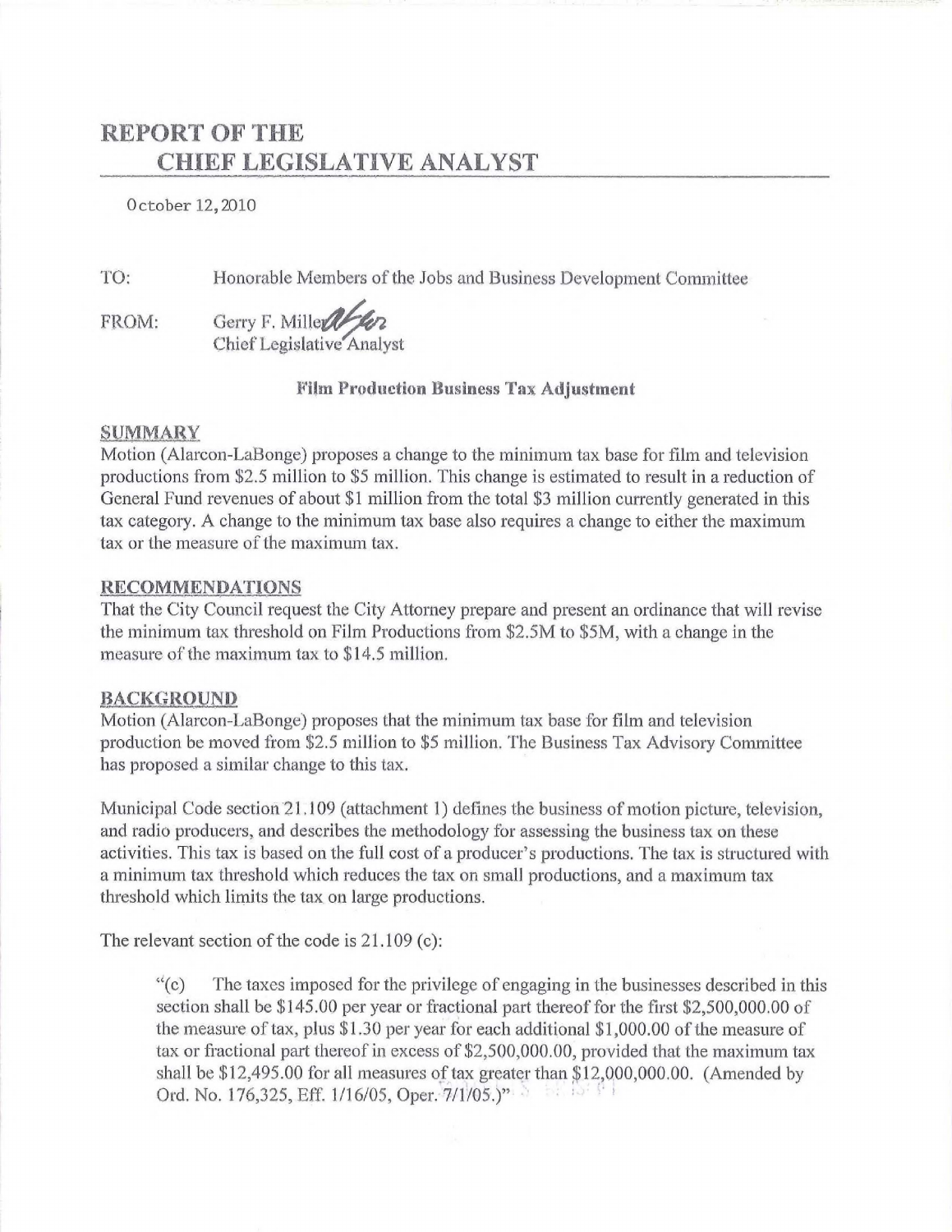# REPORT OF THE CHIEF LEGISLATIVE ANALYST

October 12, 2010

TO: Honorable Members of the Jobs and Business Development Committee

FROM: Gerry F. Miller
Chief Legislative Analyst

**Film Production Business Tax Adjustment**

## SUMMARY

Motion (Alarcon-LaBonge) proposes a change to the minimum tax base for film and television productions from $2.5 million to $5 million. This change is estimated to result in a reduction of General Fund revenues of about $1 million from the total $3 million currently generated in this tax category. A change to the minimum tax base also requires a change to either the maximum tax or the measure of the maximum tax.

## RECOMMENDATIONS

That the City Council request the City Attorney prepare and present an ordinance that will revise the minimum tax threshold on Film Productions from $2.5M to $5M, with a change in the measure of the maximum tax to $14.5 million.

## BACKGROUND

Motion (Alarcon-LaBonge) proposes that the minimum tax base for film and television production be moved from $2.5 million to $5 million. The Business Tax Advisory Committee has proposed a similar change to this tax.

Municipal Code section 21.109 (attachment 1) defines the business of motion picture, television, and radio producers, and describes the methodology for assessing the business tax on these activities. This tax is based on the full cost of a producer's productions. The tax is structured with a minimum tax threshold which reduces the tax on small productions, and a maximum tax threshold which limits the tax on large productions.

The relevant section of the code is 21.109 (c):

> "(c) The taxes imposed for the privilege of engaging in the businesses described in this section shall be $145.00 per year or fractional part thereof for the first $2,500,000.00 of the measure of tax, plus $1.30 per year for each additional $1,000.00 of the measure of tax or fractional part thereof in excess of $2,500,000.00, provided that the maximum tax shall be $12,495.00 for all measures of tax greater than $12,000,000.00. (Amended by Ord. No. 176,325, Eff. 1/16/05, Oper. 7/1/05.)"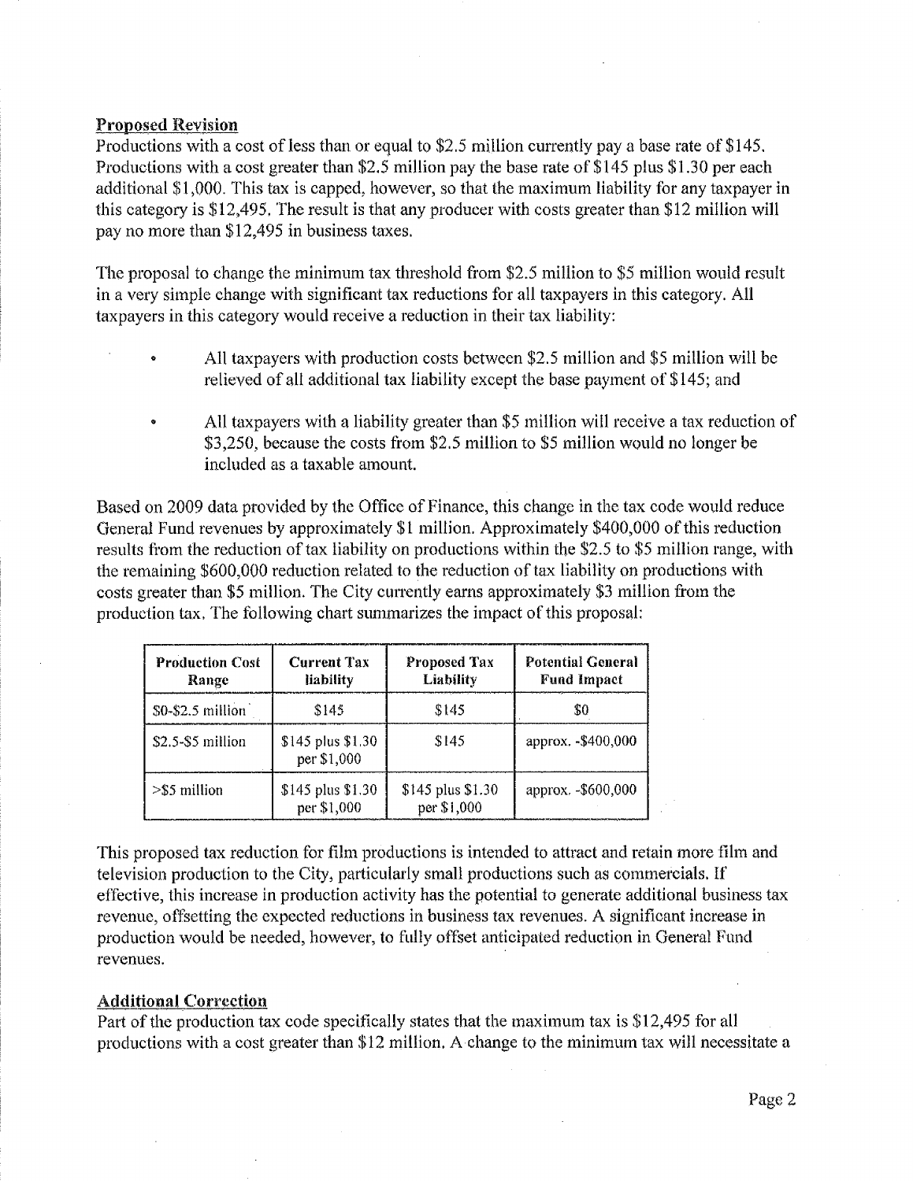**Proposed Revision**

Productions with a cost of less than or equal to $2.5 million currently pay a base rate of $145. Productions with a cost greater than $2.5 million pay the base rate of $145 plus $1.30 per each additional $1,000. This tax is capped, however, so that the maximum liability for any taxpayer in this category is $12,495. The result is that any producer with costs greater than $12 million will pay no more than $12,495 in business taxes.

The proposal to change the minimum tax threshold from $2.5 million to $5 million would result in a very simple change with significant tax reductions for all taxpayers in this category. All taxpayers in this category would receive a reduction in their tax liability:

- All taxpayers with production costs between $2.5 million and $5 million will be relieved of all additional tax liability except the base payment of $145; and
- All taxpayers with a liability greater than $5 million will receive a tax reduction of $3,250, because the costs from $2.5 million to $5 million would no longer be included as a taxable amount.

Based on 2009 data provided by the Office of Finance, this change in the tax code would reduce General Fund revenues by approximately $1 million. Approximately $400,000 of this reduction results from the reduction of tax liability on productions within the $2.5 to $5 million range, with the remaining $600,000 reduction related to the reduction of tax liability on productions with costs greater than $5 million. The City currently earns approximately $3 million from the production tax. The following chart summarizes the impact of this proposal:

| Production Cost Range | Current Tax liability | Proposed Tax Liability | Potential General Fund Impact |
|---|---|---|---|
| $0-$2.5 million | $145 | $145 | $0 |
| $2.5-$5 million | $145 plus $1.30 per $1,000 | $145 | approx. -$400,000 |
| >$5 million | $145 plus $1.30 per $1,000 | $145 plus $1.30 per $1,000 | approx. -$600,000 |

This proposed tax reduction for film productions is intended to attract and retain more film and television production to the City, particularly small productions such as commercials. If effective, this increase in production activity has the potential to generate additional business tax revenue, offsetting the expected reductions in business tax revenues. A significant increase in production would be needed, however, to fully offset anticipated reduction in General Fund revenues.

**Additional Correction**

Part of the production tax code specifically states that the maximum tax is $12,495 for all productions with a cost greater than $12 million. A change to the minimum tax will necessitate a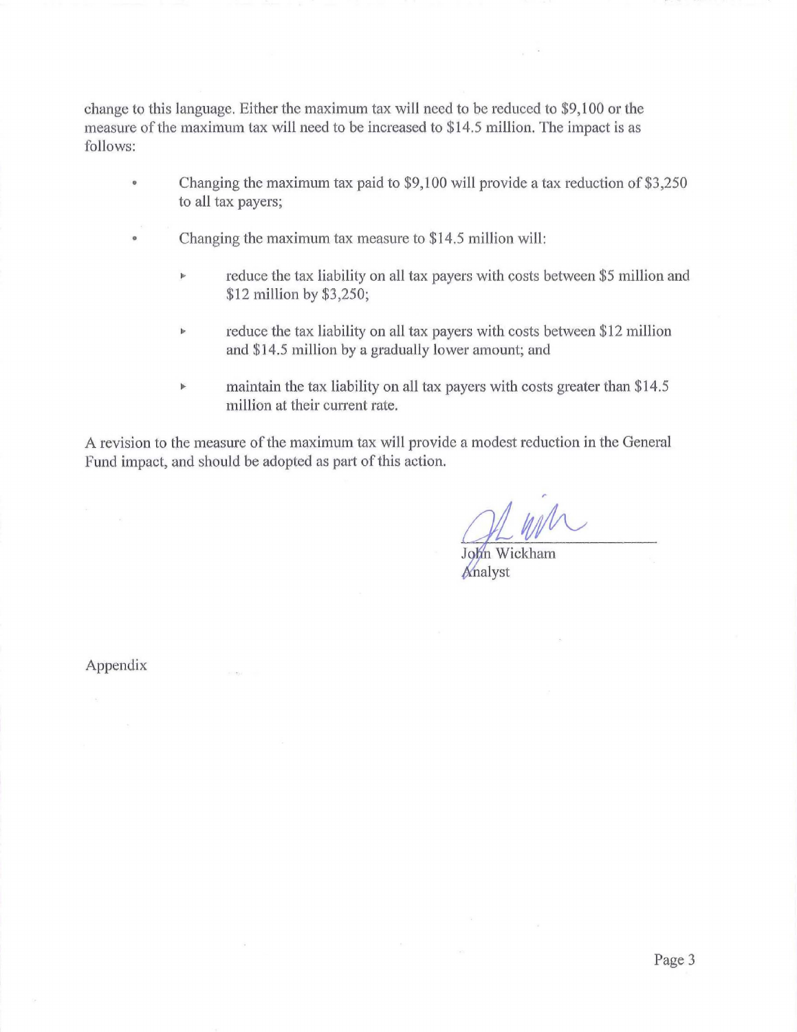change to this language. Either the maximum tax will need to be reduced to $9,100 or the measure of the maximum tax will need to be increased to $14.5 million. The impact is as follows:

- Changing the maximum tax paid to $9,100 will provide a tax reduction of $3,250 to all tax payers;
- Changing the maximum tax measure to $14.5 million will:
  - reduce the tax liability on all tax payers with costs between $5 million and $12 million by $3,250;
  - reduce the tax liability on all tax payers with costs between $12 million and $14.5 million by a gradually lower amount; and
  - maintain the tax liability on all tax payers with costs greater than $14.5 million at their current rate.

A revision to the measure of the maximum tax will provide a modest reduction in the General Fund impact, and should be adopted as part of this action.

John Wickham
Analyst

Appendix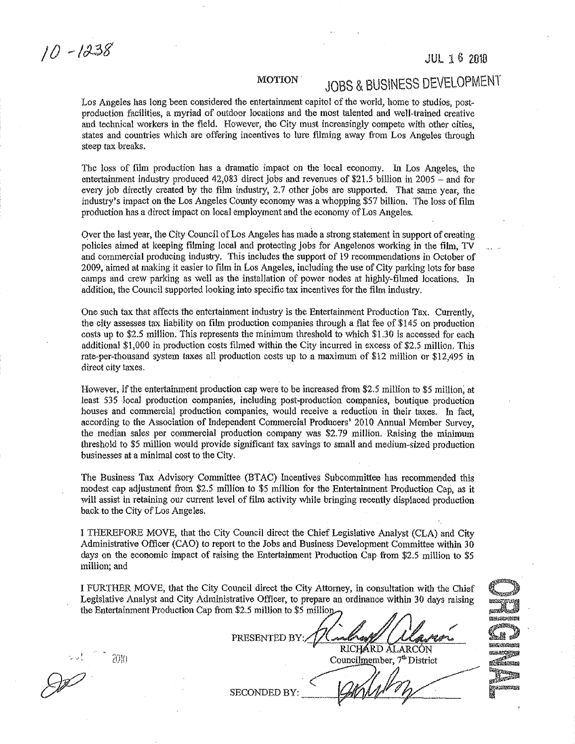10 -1238

JUL 16 2010

# MOTION

## JOBS & BUSINESS DEVELOPMENT

Los Angeles has long been considered the entertainment capitol of the world, home to studios, post-production facilities, a myriad of outdoor locations and the most talented and well-trained creative and technical workers in the field. However, the City must increasingly compete with other cities, states and countries which are offering incentives to lure filming away from Los Angeles through steep tax breaks.

The loss of film production has a dramatic impact on the local economy. In Los Angeles, the entertainment industry produced 42,083 direct jobs and revenues of $21.5 billion in 2005 – and for every job directly created by the film industry, 2.7 other jobs are supported. That same year, the industry's impact on the Los Angeles County economy was a whopping $57 billion. The loss of film production has a direct impact on local employment and the economy of Los Angeles.

Over the last year, the City Council of Los Angeles has made a strong statement in support of creating policies aimed at keeping filming local and protecting jobs for Angelenos working in the film, TV and commercial producing industry. This includes the support of 19 recommendations in October of 2009, aimed at making it easier to film in Los Angeles, including the use of City parking lots for base camps and crew parking as well as the installation of power nodes at highly-filmed locations. In addition, the Council supported looking into specific tax incentives for the film industry.

One such tax that affects the entertainment industry is the Entertainment Production Tax. Currently, the city assesses tax liability on film production companies through a flat fee of $145 on production costs up to $2.5 million. This represents the minimum threshold to which $1.30 is accessed for each additional $1,000 in production costs filmed within the City incurred in excess of $2.5 million. This rate-per-thousand system taxes all production costs up to a maximum of $12 million or $12,495 in direct city taxes.

However, if the entertainment production cap were to be increased from $2.5 million to $5 million, at least 535 local production companies, including post-production companies, boutique production houses and commercial production companies, would receive a reduction in their taxes. In fact, according to the Association of Independent Commercial Producers' 2010 Annual Member Survey, the median sales per commercial production company was $2.79 million. Raising the minimum threshold to $5 million would provide significant tax savings to small and medium-sized production businesses at a minimal cost to the City.

The Business Tax Advisory Committee (BTAC) Incentives Subcommittee has recommended this modest cap adjustment from $2.5 million to $5 million for the Entertainment Production Cap, as it will assist in retaining our current level of film activity while bringing recently displaced production back to the City of Los Angeles.

I THEREFORE MOVE, that the City Council direct the Chief Legislative Analyst (CLA) and City Administrative Officer (CAO) to report to the Jobs and Business Development Committee within 30 days on the economic impact of raising the Entertainment Production Cap from $2.5 million to $5 million; and

I FURTHER MOVE, that the City Council direct the City Attorney, in consultation with the Chief Legislative Analyst and City Administrative Officer, to prepare an ordinance within 30 days raising the Entertainment Production Cap from $2.5 million to $5 million.

PRESENTED BY: ____________________
RICHARD ALARCÓN
Councilmember, 7[th] District

SECONDED BY: ____________________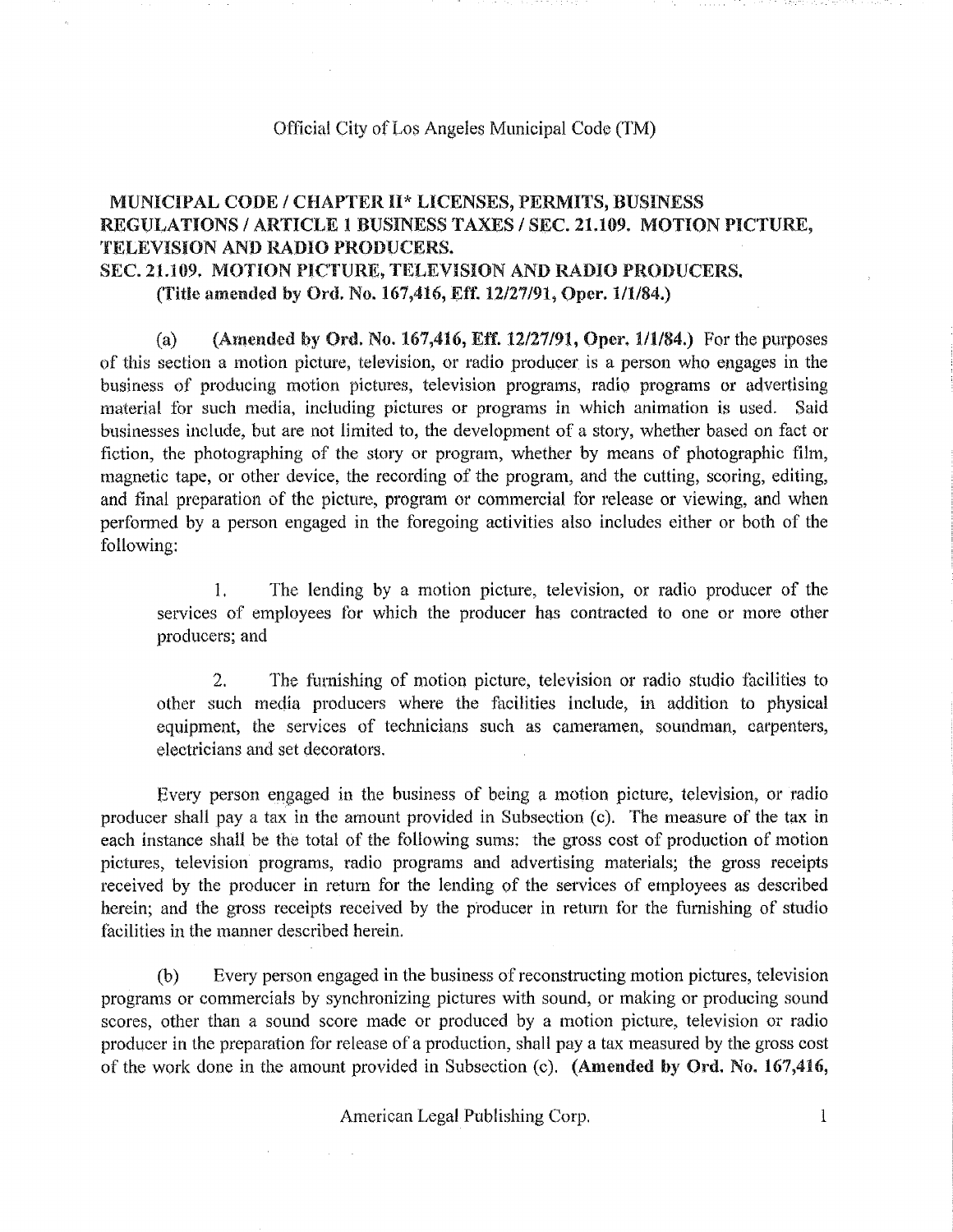Official City of Los Angeles Municipal Code (TM)

## MUNICIPAL CODE / CHAPTER II* LICENSES, PERMITS, BUSINESS REGULATIONS / ARTICLE 1 BUSINESS TAXES / SEC. 21.109. MOTION PICTURE, TELEVISION AND RADIO PRODUCERS.

## SEC. 21.109. MOTION PICTURE, TELEVISION AND RADIO PRODUCERS.

**(Title amended by Ord. No. 167,416, Eff. 12/27/91, Oper. 1/1/84.)**

(a) **(Amended by Ord. No. 167,416, Eff. 12/27/91, Oper. 1/1/84.)** For the purposes of this section a motion picture, television, or radio producer is a person who engages in the business of producing motion pictures, television programs, radio programs or advertising material for such media, including pictures or programs in which animation is used. Said businesses include, but are not limited to, the development of a story, whether based on fact or fiction, the photographing of the story or program, whether by means of photographic film, magnetic tape, or other device, the recording of the program, and the cutting, scoring, editing, and final preparation of the picture, program or commercial for release or viewing, and when performed by a person engaged in the foregoing activities also includes either or both of the following:

1. The lending by a motion picture, television, or radio producer of the services of employees for which the producer has contracted to one or more other producers; and

2. The furnishing of motion picture, television or radio studio facilities to other such media producers where the facilities include, in addition to physical equipment, the services of technicians such as cameramen, soundman, carpenters, electricians and set decorators.

Every person engaged in the business of being a motion picture, television, or radio producer shall pay a tax in the amount provided in Subsection (c). The measure of the tax in each instance shall be the total of the following sums: the gross cost of production of motion pictures, television programs, radio programs and advertising materials; the gross receipts received by the producer in return for the lending of the services of employees as described herein; and the gross receipts received by the producer in return for the furnishing of studio facilities in the manner described herein.

(b) Every person engaged in the business of reconstructing motion pictures, television programs or commercials by synchronizing pictures with sound, or making or producing sound scores, other than a sound score made or produced by a motion picture, television or radio producer in the preparation for release of a production, shall pay a tax measured by the gross cost of the work done in the amount provided in Subsection (c). **(Amended by Ord. No. 167,416,**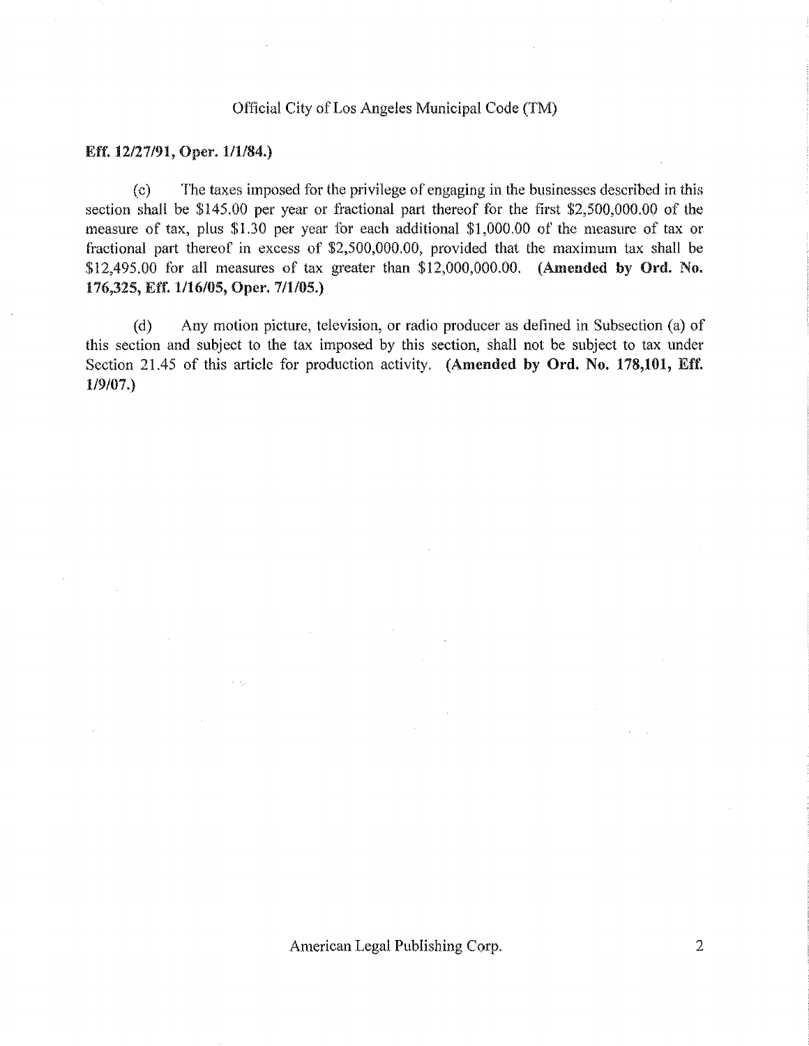**Eff. 12/27/91, Oper. 1/1/84.)**

(c) The taxes imposed for the privilege of engaging in the businesses described in this section shall be $145.00 per year or fractional part thereof for the first $2,500,000.00 of the measure of tax, plus $1.30 per year for each additional $1,000.00 of the measure of tax or fractional part thereof in excess of $2,500,000.00, provided that the maximum tax shall be $12,495.00 for all measures of tax greater than $12,000,000.00. **(Amended by Ord. No. 176,325, Eff. 1/16/05, Oper. 7/1/05.)**

(d) Any motion picture, television, or radio producer as defined in Subsection (a) of this section and subject to the tax imposed by this section, shall not be subject to tax under Section 21.45 of this article for production activity. **(Amended by Ord. No. 178,101, Eff. 1/9/07.)**